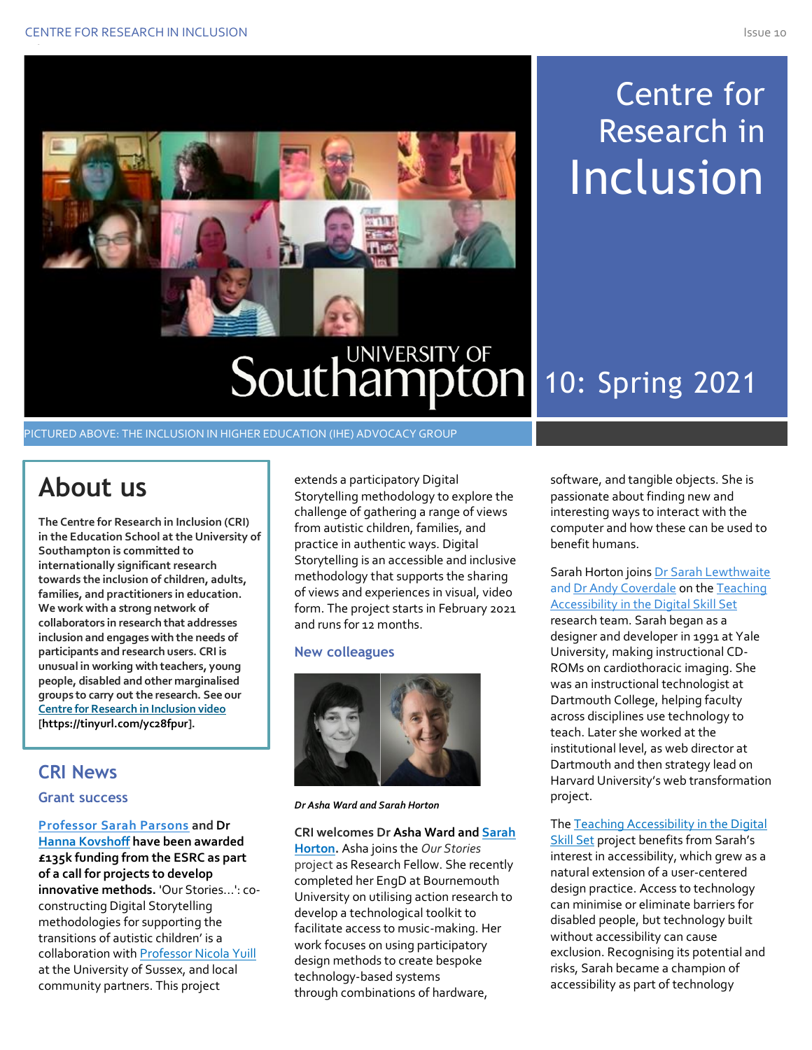# Centre for Research in Inclusion

## 10: Spring 2021

PICTURED ABOVE: THE INCLUSION IN HIGHER EDUCATION (IHE) ADVOCACY GROUP

## About us

**The Centre for Research in Inclusion (CRI) in the Education School at the University of Southampton is committed to internationally significant research towards the inclusion of children, adults, families, and practitioners in education. We work with a strong network of collaborators in research that addresses inclusion and engages with the needs of participants and research users. CRI is unusual in working with teachers, young people, disabled and other marginalised groups to carry out the research. See our Centre for Research in Inclusion video [https://tinyurl.com/yc28fpur].**

## CRI News

### Grant success

**Professor Sarah Parsons and Dr Hanna Kovshoff have been awarded £135k funding from the ESRC as part of a call for projects to develop innovative methods.** 'Our Stories…': co-constructing Digital Storytelling methodologies for supporting the transitions of autistic children' is a collaboration with Professor Nicola Yuill at the University of Sussex, and local community partners. This project extends a participatory Digital Storytelling methodology to explore the challenge of gathering a range of views from autistic children, families, and practice in authentic ways. Digital Storytelling is an accessible and inclusive methodology that supports the sharing of views and experiences in visual, video form. The project starts in February 2021 and runs for 12 months.

### New colleagues

*Dr Asha Ward and Sarah Horton*

**CRI welcomes Dr Asha Ward and Sarah Horton.** Asha joins the *Our Stories* project as Research Fellow. She recently completed her EngD at Bournemouth University on utilising action research to develop a technological toolkit to facilitate access to music-making. Her work focuses on using participatory design methods to create bespoke technology-based systems through combinations of hardware, software, and tangible objects. She is passionate about finding new and interesting ways to interact with the computer and how these can be used to benefit humans.

Sarah Horton joins Dr Sarah Lewthwaite and Dr Andy Coverdale on the Teaching Accessibility in the Digital Skill Set research team. Sarah began as a designer and developer in 1991 at Yale University, making instructional CD-ROMs on cardiothoracic imaging. She was an instructional technologist at Dartmouth College, helping faculty across disciplines use technology to teach. Later she worked at the institutional level, as web director at Dartmouth and then strategy lead on Harvard University's web transformation project.

The Teaching Accessibility in the Digital Skill Set project benefits from Sarah's interest in accessibility, which grew as a natural extension of a user-centered design practice. Access to technology can minimise or eliminate barriers for disabled people, but technology built without accessibility can cause exclusion. Recognising its potential and risks, Sarah became a champion of accessibility as part of technology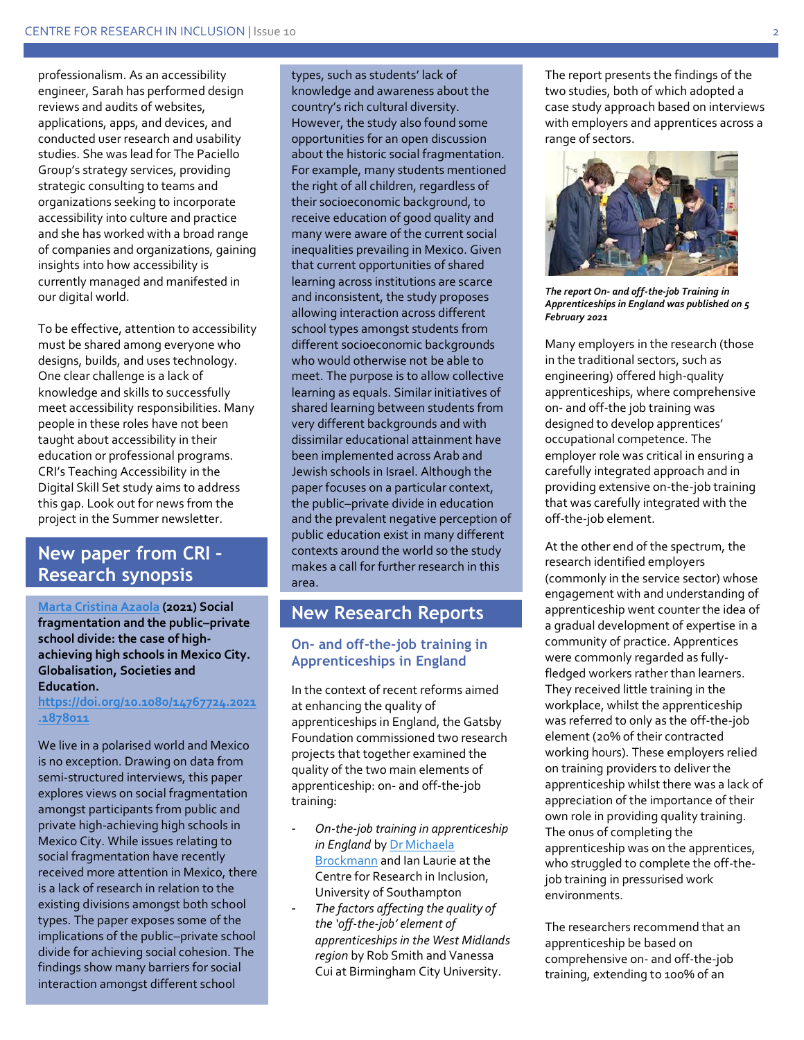professionalism. As an accessibility engineer, Sarah has performed design reviews and audits of websites, applications, apps, and devices, and conducted user research and usability studies. She was lead for The Paciello Group's strategy services, providing strategic consulting to teams and organizations seeking to incorporate accessibility into culture and practice and she has worked with a broad range of companies and organizations, gaining insights into how accessibility is currently managed and manifested in our digital world.

To be effective, attention to accessibility must be shared among everyone who designs, builds, and uses technology. One clear challenge is a lack of knowledge and skills to successfully meet accessibility responsibilities. Many people in these roles have not been taught about accessibility in their education or professional programs. CRI's Teaching Accessibility in the Digital Skill Set study aims to address this gap. Look out for news from the project in the Summer newsletter.

## New paper from CRI – Research synopsis

[Marta Cristina Azaola](#) **(2021) Social fragmentation and the public–private school divide: the case of high-achieving high schools in Mexico City. Globalisation, Societies and Education.** [https://doi.org/10.1080/14767724.2021.1878011](https://doi.org/10.1080/14767724.2021.1878011)

We live in a polarised world and Mexico is no exception. Drawing on data from semi-structured interviews, this paper explores views on social fragmentation amongst participants from public and private high-achieving high schools in Mexico City. While issues relating to social fragmentation have recently received more attention in Mexico, there is a lack of research in relation to the existing divisions amongst both school types. The paper exposes some of the implications of the public–private school divide for achieving social cohesion. The findings show many barriers for social interaction amongst different school types, such as students' lack of knowledge and awareness about the country's rich cultural diversity. However, the study also found some opportunities for an open discussion about the historic social fragmentation. For example, many students mentioned the right of all children, regardless of their socioeconomic background, to receive education of good quality and many were aware of the current social inequalities prevailing in Mexico. Given that current opportunities of shared learning across institutions are scarce and inconsistent, the study proposes allowing interaction across different school types amongst students from different socioeconomic backgrounds who would otherwise not be able to meet. The purpose is to allow collective learning as equals. Similar initiatives of shared learning between students from very different backgrounds and with dissimilar educational attainment have been implemented across Arab and Jewish schools in Israel. Although the paper focuses on a particular context, the public–private divide in education and the prevalent negative perception of public education exist in many different contexts around the world so the study makes a call for further research in this area.

## New Research Reports

### On- and off-the-job training in Apprenticeships in England

In the context of recent reforms aimed at enhancing the quality of apprenticeships in England, the Gatsby Foundation commissioned two research projects that together examined the quality of the two main elements of apprenticeship: on- and off-the-job training:

- *On-the-job training in apprenticeship in England* by [Dr Michaela Brockmann](#) and Ian Laurie at the Centre for Research in Inclusion, University of Southampton
- *The factors affecting the quality of the 'off-the-job' element of apprenticeships in the West Midlands region* by Rob Smith and Vanessa Cui at Birmingham City University.

The report presents the findings of the two studies, both of which adopted a case study approach based on interviews with employers and apprentices across a range of sectors.

***The report On- and off-the-job Training in Apprenticeships in England was published on 5 February 2021***

Many employers in the research (those in the traditional sectors, such as engineering) offered high-quality apprenticeships, where comprehensive on- and off-the job training was designed to develop apprentices' occupational competence. The employer role was critical in ensuring a carefully integrated approach and in providing extensive on-the-job training that was carefully integrated with the off-the-job element.

At the other end of the spectrum, the research identified employers (commonly in the service sector) whose engagement with and understanding of apprenticeship went counter the idea of a gradual development of expertise in a community of practice. Apprentices were commonly regarded as fully-fledged workers rather than learners. They received little training in the workplace, whilst the apprenticeship was referred to only as the off-the-job element (20% of their contracted working hours). These employers relied on training providers to deliver the apprenticeship whilst there was a lack of appreciation of the importance of their own role in providing quality training. The onus of completing the apprenticeship was on the apprentices, who struggled to complete the off-the-job training in pressurised work environments.

The researchers recommend that an apprenticeship be based on comprehensive on- and off-the-job training, extending to 100% of an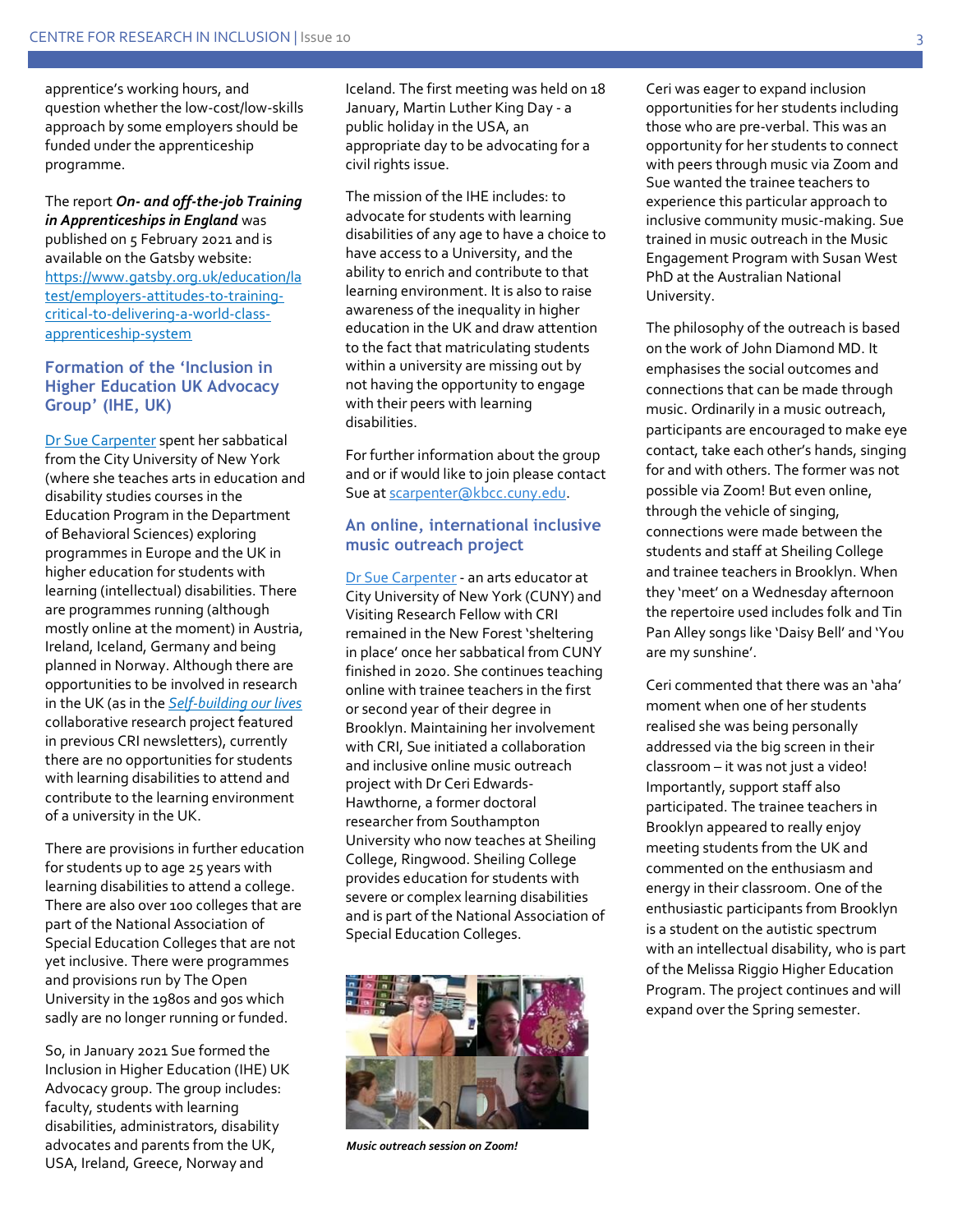apprentice's working hours, and question whether the low-cost/low-skills approach by some employers should be funded under the apprenticeship programme.

The report ***On- and off-the-job Training in Apprenticeships in England*** was published on 5 February 2021 and is available on the Gatsby website: https://www.gatsby.org.uk/education/latest/employers-attitudes-to-training-critical-to-delivering-a-world-class-apprenticeship-system

## Formation of the 'Inclusion in Higher Education UK Advocacy Group' (IHE, UK)

Dr Sue Carpenter spent her sabbatical from the City University of New York (where she teaches arts in education and disability studies courses in the Education Program in the Department of Behavioral Sciences) exploring programmes in Europe and the UK in higher education for students with learning (intellectual) disabilities. There are programmes running (although mostly online at the moment) in Austria, Ireland, Iceland, Germany and being planned in Norway. Although there are opportunities to be involved in research in the UK (as in the *Self-building our lives* collaborative research project featured in previous CRI newsletters), currently there are no opportunities for students with learning disabilities to attend and contribute to the learning environment of a university in the UK.

There are provisions in further education for students up to age 25 years with learning disabilities to attend a college. There are also over 100 colleges that are part of the National Association of Special Education Colleges that are not yet inclusive. There were programmes and provisions run by The Open University in the 1980s and 90s which sadly are no longer running or funded.

So, in January 2021 Sue formed the Inclusion in Higher Education (IHE) UK Advocacy group. The group includes: faculty, students with learning disabilities, administrators, disability advocates and parents from the UK, USA, Ireland, Greece, Norway and Iceland. The first meeting was held on 18 January, Martin Luther King Day - a public holiday in the USA, an appropriate day to be advocating for a civil rights issue.

The mission of the IHE includes: to advocate for students with learning disabilities of any age to have a choice to have access to a University, and the ability to enrich and contribute to that learning environment. It is also to raise awareness of the inequality in higher education in the UK and draw attention to the fact that matriculating students within a university are missing out by not having the opportunity to engage with their peers with learning disabilities.

For further information about the group and or if would like to join please contact Sue at scarpenter@kbcc.cuny.edu.

## An online, international inclusive music outreach project

Dr Sue Carpenter - an arts educator at City University of New York (CUNY) and Visiting Research Fellow with CRI remained in the New Forest 'sheltering in place' once her sabbatical from CUNY finished in 2020. She continues teaching online with trainee teachers in the first or second year of their degree in Brooklyn. Maintaining her involvement with CRI, Sue initiated a collaboration and inclusive online music outreach project with Dr Ceri Edwards-Hawthorne, a former doctoral researcher from Southampton University who now teaches at Sheiling College, Ringwood. Sheiling College provides education for students with severe or complex learning disabilities and is part of the National Association of Special Education Colleges.

*Music outreach session on Zoom!*

Ceri was eager to expand inclusion opportunities for her students including those who are pre-verbal. This was an opportunity for her students to connect with peers through music via Zoom and Sue wanted the trainee teachers to experience this particular approach to inclusive community music-making. Sue trained in music outreach in the Music Engagement Program with Susan West PhD at the Australian National University.

The philosophy of the outreach is based on the work of John Diamond MD. It emphasises the social outcomes and connections that can be made through music. Ordinarily in a music outreach, participants are encouraged to make eye contact, take each other's hands, singing for and with others. The former was not possible via Zoom! But even online, through the vehicle of singing, connections were made between the students and staff at Sheiling College and trainee teachers in Brooklyn. When they 'meet' on a Wednesday afternoon the repertoire used includes folk and Tin Pan Alley songs like 'Daisy Bell' and 'You are my sunshine'.

Ceri commented that there was an 'aha' moment when one of her students realised she was being personally addressed via the big screen in their classroom – it was not just a video! Importantly, support staff also participated. The trainee teachers in Brooklyn appeared to really enjoy meeting students from the UK and commented on the enthusiasm and energy in their classroom. One of the enthusiastic participants from Brooklyn is a student on the autistic spectrum with an intellectual disability, who is part of the Melissa Riggio Higher Education Program. The project continues and will expand over the Spring semester.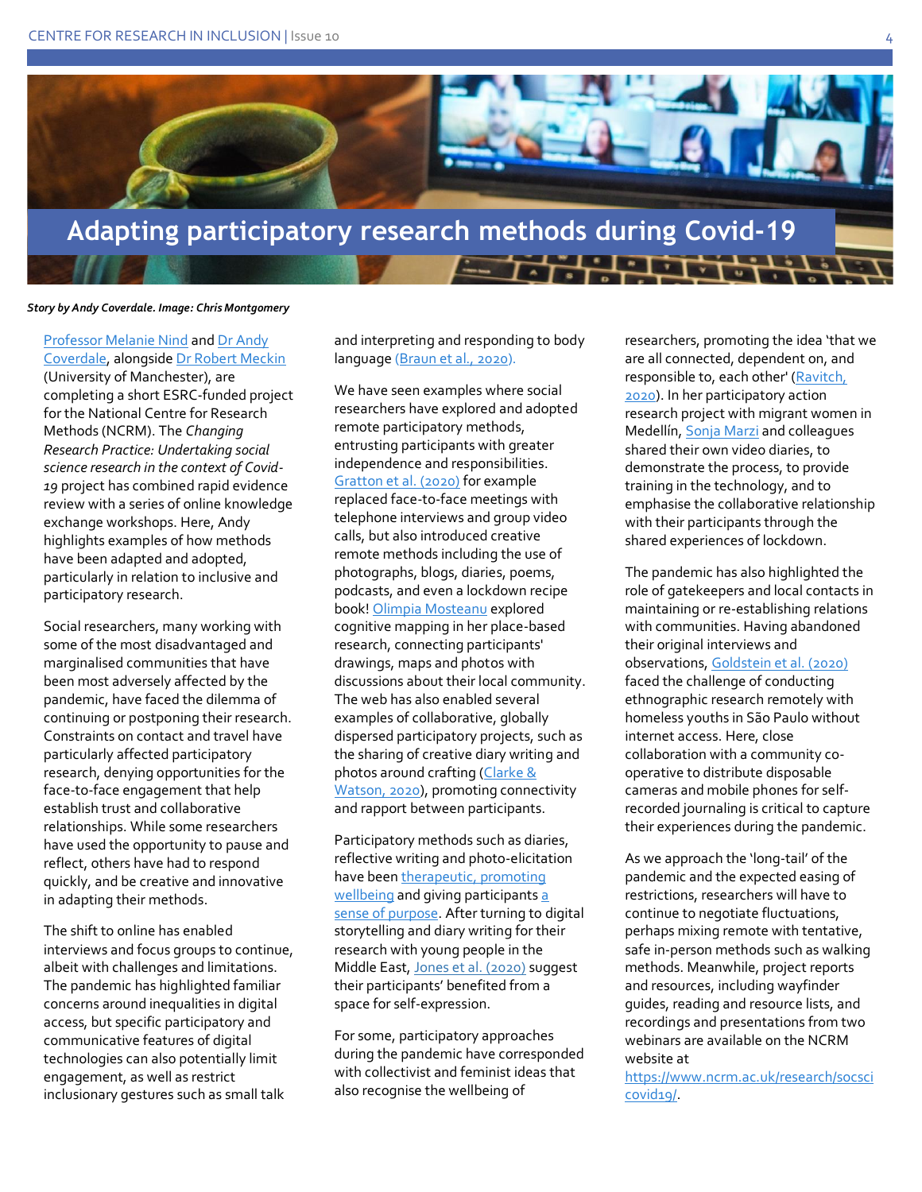# Adapting participatory research methods during Covid-19

***Story by Andy Coverdale. Image: Chris Montgomery***

Professor Melanie Nind and Dr Andy Coverdale, alongside Dr Robert Meckin (University of Manchester), are completing a short ESRC-funded project for the National Centre for Research Methods (NCRM). The *Changing Research Practice: Undertaking social science research in the context of Covid-19* project has combined rapid evidence review with a series of online knowledge exchange workshops. Here, Andy highlights examples of how methods have been adapted and adopted, particularly in relation to inclusive and participatory research.

Social researchers, many working with some of the most disadvantaged and marginalised communities that have been most adversely affected by the pandemic, have faced the dilemma of continuing or postponing their research. Constraints on contact and travel have particularly affected participatory research, denying opportunities for the face-to-face engagement that help establish trust and collaborative relationships. While some researchers have used the opportunity to pause and reflect, others have had to respond quickly, and be creative and innovative in adapting their methods.

The shift to online has enabled interviews and focus groups to continue, albeit with challenges and limitations. The pandemic has highlighted familiar concerns around inequalities in digital access, but specific participatory and communicative features of digital technologies can also potentially limit engagement, as well as restrict inclusionary gestures such as small talk and interpreting and responding to body language (Braun et al., 2020).

We have seen examples where social researchers have explored and adopted remote participatory methods, entrusting participants with greater independence and responsibilities. Gratton et al. (2020) for example replaced face-to-face meetings with telephone interviews and group video calls, but also introduced creative remote methods including the use of photographs, blogs, diaries, poems, podcasts, and even a lockdown recipe book! Olimpia Mosteanu explored cognitive mapping in her place-based research, connecting participants' drawings, maps and photos with discussions about their local community. The web has also enabled several examples of collaborative, globally dispersed participatory projects, such as the sharing of creative diary writing and photos around crafting (Clarke & Watson, 2020), promoting connectivity and rapport between participants.

Participatory methods such as diaries, reflective writing and photo-elicitation have been therapeutic, promoting wellbeing and giving participants a sense of purpose. After turning to digital storytelling and diary writing for their research with young people in the Middle East, Jones et al. (2020) suggest their participants' benefited from a space for self-expression.

For some, participatory approaches during the pandemic have corresponded with collectivist and feminist ideas that also recognise the wellbeing of researchers, promoting the idea 'that we are all connected, dependent on, and responsible to, each other' (Ravitch, 2020). In her participatory action research project with migrant women in Medellín, Sonja Marzi and colleagues shared their own video diaries, to demonstrate the process, to provide training in the technology, and to emphasise the collaborative relationship with their participants through the shared experiences of lockdown.

The pandemic has also highlighted the role of gatekeepers and local contacts in maintaining or re-establishing relations with communities. Having abandoned their original interviews and observations, Goldstein et al. (2020) faced the challenge of conducting ethnographic research remotely with homeless youths in São Paulo without internet access. Here, close collaboration with a community co-operative to distribute disposable cameras and mobile phones for self-recorded journaling is critical to capture their experiences during the pandemic.

As we approach the 'long-tail' of the pandemic and the expected easing of restrictions, researchers will have to continue to negotiate fluctuations, perhaps mixing remote with tentative, safe in-person methods such as walking methods. Meanwhile, project reports and resources, including wayfinder guides, reading and resource lists, and recordings and presentations from two webinars are available on the NCRM website at https://www.ncrm.ac.uk/research/socscicovid19/.